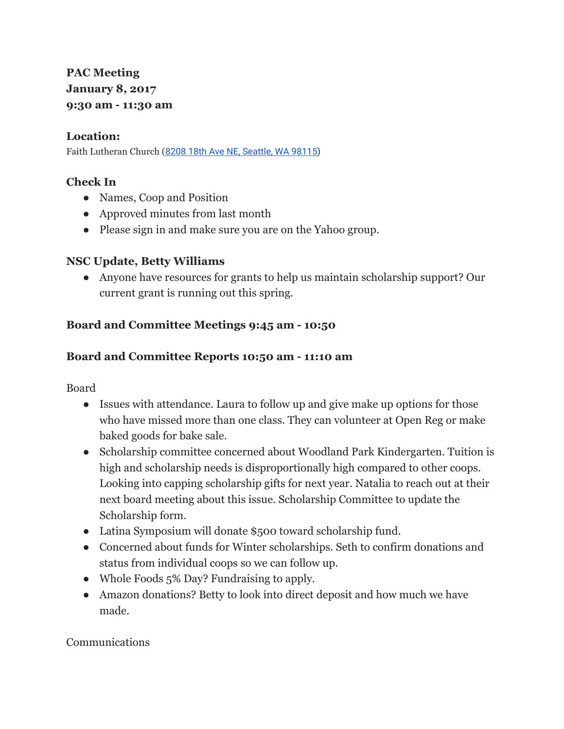**PAC Meeting**
**January 8, 2017**
**9:30 am - 11:30 am**

**Location:**
Faith Lutheran Church (8208 18th Ave NE, Seattle, WA 98115)

**Check In**

- Names, Coop and Position
- Approved minutes from last month
- Please sign in and make sure you are on the Yahoo group.

**NSC Update, Betty Williams**

- Anyone have resources for grants to help us maintain scholarship support? Our current grant is running out this spring.

**Board and Committee Meetings 9:45 am - 10:50**

**Board and Committee Reports 10:50 am - 11:10 am**

Board

- Issues with attendance. Laura to follow up and give make up options for those who have missed more than one class. They can volunteer at Open Reg or make baked goods for bake sale.
- Scholarship committee concerned about Woodland Park Kindergarten. Tuition is high and scholarship needs is disproportionally high compared to other coops. Looking into capping scholarship gifts for next year. Natalia to reach out at their next board meeting about this issue. Scholarship Committee to update the Scholarship form.
- Latina Symposium will donate $500 toward scholarship fund.
- Concerned about funds for Winter scholarships. Seth to confirm donations and status from individual coops so we can follow up.
- Whole Foods 5% Day? Fundraising to apply.
- Amazon donations? Betty to look into direct deposit and how much we have made.

Communications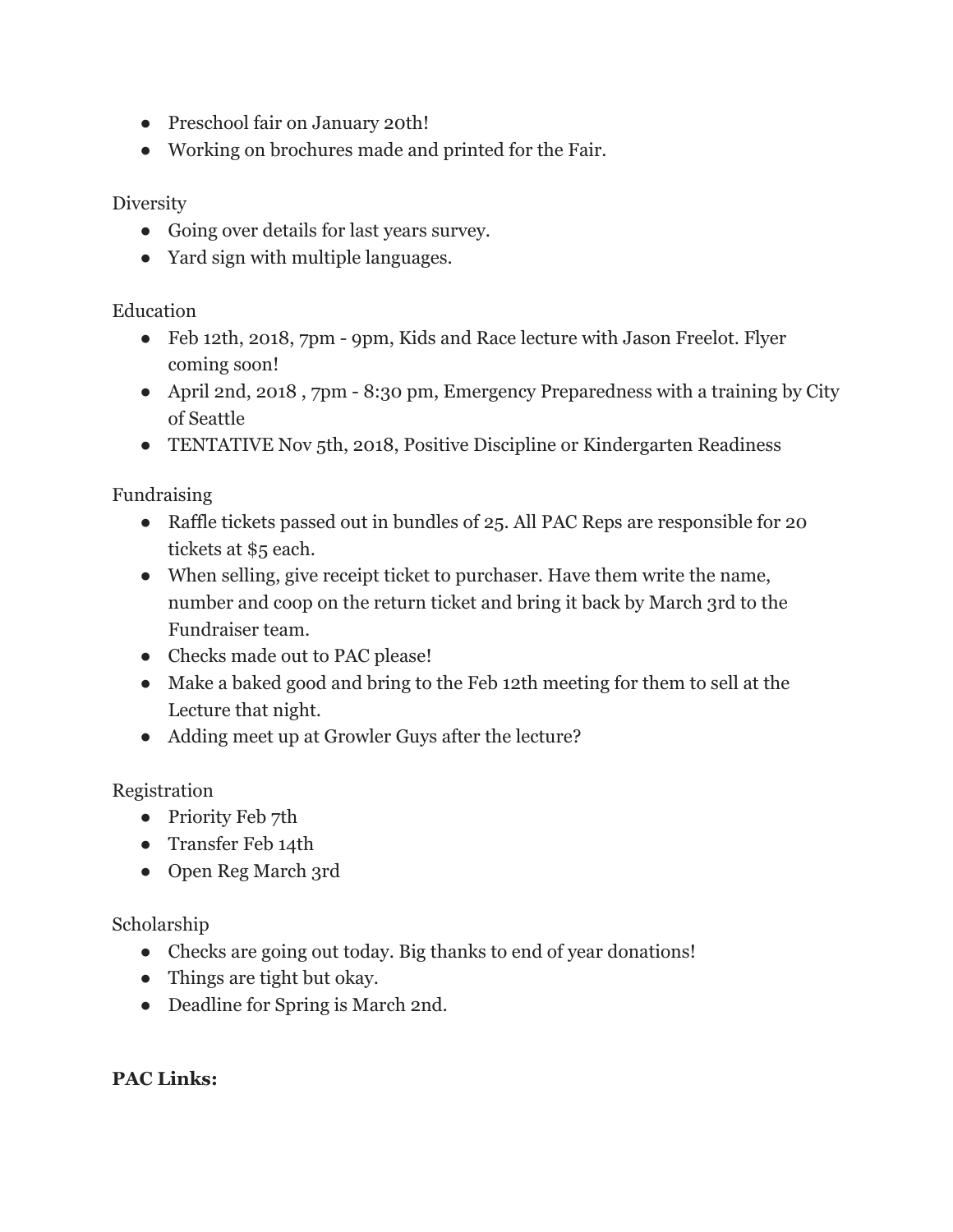- Preschool fair on January 20th!
- Working on brochures made and printed for the Fair.

Diversity

- Going over details for last years survey.
- Yard sign with multiple languages.

Education

- Feb 12th, 2018, 7pm - 9pm, Kids and Race lecture with Jason Freelot. Flyer coming soon!
- April 2nd, 2018 , 7pm - 8:30 pm, Emergency Preparedness with a training by City of Seattle
- TENTATIVE Nov 5th, 2018, Positive Discipline or Kindergarten Readiness

Fundraising

- Raffle tickets passed out in bundles of 25. All PAC Reps are responsible for 20 tickets at $5 each.
- When selling, give receipt ticket to purchaser. Have them write the name, number and coop on the return ticket and bring it back by March 3rd to the Fundraiser team.
- Checks made out to PAC please!
- Make a baked good and bring to the Feb 12th meeting for them to sell at the Lecture that night.
- Adding meet up at Growler Guys after the lecture?

Registration

- Priority Feb 7th
- Transfer Feb 14th
- Open Reg March 3rd

Scholarship

- Checks are going out today. Big thanks to end of year donations!
- Things are tight but okay.
- Deadline for Spring is March 2nd.

**PAC Links:**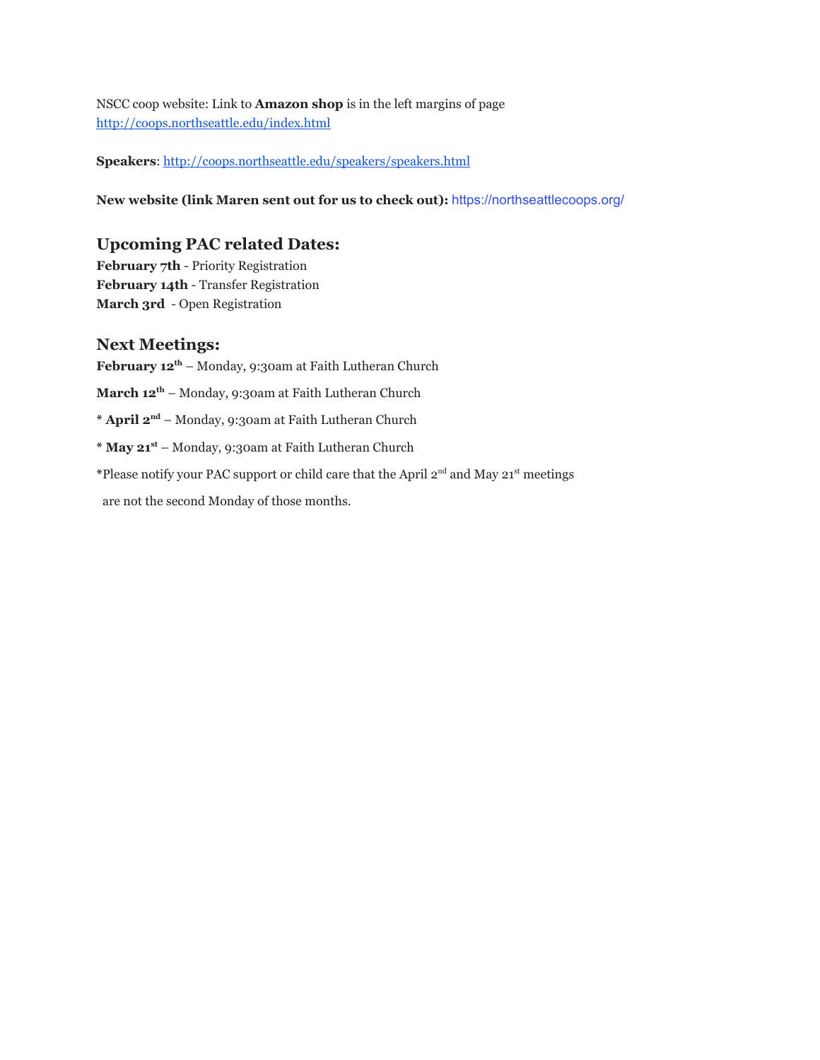NSCC coop website: Link to **Amazon shop** is in the left margins of page
http://coops.northseattle.edu/index.html

**Speakers**: http://coops.northseattle.edu/speakers/speakers.html

**New website (link Maren sent out for us to check out):** https://northseattlecoops.org/

## Upcoming PAC related Dates:

**February 7th** - Priority Registration
**February 14th** - Transfer Registration
**March 3rd** - Open Registration

## Next Meetings:

**February 12th** – Monday, 9:30am at Faith Lutheran Church

**March 12th** – Monday, 9:30am at Faith Lutheran Church

* **April 2nd** – Monday, 9:30am at Faith Lutheran Church

* **May 21st** – Monday, 9:30am at Faith Lutheran Church

*Please notify your PAC support or child care that the April 2nd and May 21st meetings are not the second Monday of those months.